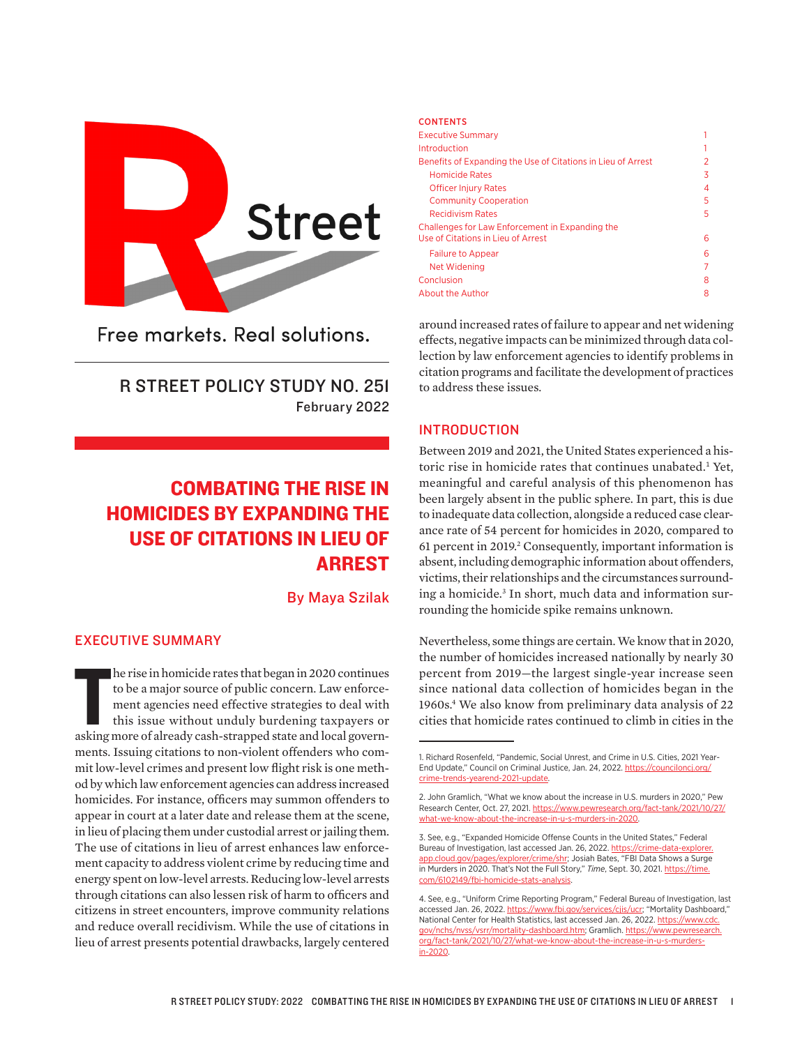R Street

Free markets. Real solutions.

R STREET POLICY STUDY NO. 251
February 2022

# COMBATING THE RISE IN HOMICIDES BY EXPANDING THE USE OF CITATIONS IN LIEU OF ARREST

By Maya Szilak

## EXECUTIVE SUMMARY

The rise in homicide rates that began in 2020 continues to be a major source of public concern. Law enforcement agencies need effective strategies to deal with this issue without unduly burdening taxpayers or asking more of already cash-strapped state and local governments. Issuing citations to non-violent offenders who commit low-level crimes and present low flight risk is one method by which law enforcement agencies can address increased homicides. For instance, officers may summon offenders to appear in court at a later date and release them at the scene, in lieu of placing them under custodial arrest or jailing them. The use of citations in lieu of arrest enhances law enforcement capacity to address violent crime by reducing time and energy spent on low-level arrests. Reducing low-level arrests through citations can also lessen risk of harm to officers and citizens in street encounters, improve community relations and reduce overall recidivism. While the use of citations in lieu of arrest presents potential drawbacks, largely centered around increased rates of failure to appear and net widening effects, negative impacts can be minimized through data collection by law enforcement agencies to identify problems in citation programs and facilitate the development of practices to address these issues.

**CONTENTS**

| | |
|---|---|
| Executive Summary | 1 |
| Introduction | 1 |
| Benefits of Expanding the Use of Citations in Lieu of Arrest | 2 |
| Homicide Rates | 3 |
| Officer Injury Rates | 4 |
| Community Cooperation | 5 |
| Recidivism Rates | 5 |
| Challenges for Law Enforcement in Expanding the Use of Citations in Lieu of Arrest | 6 |
| Failure to Appear | 6 |
| Net Widening | 7 |
| Conclusion | 8 |
| About the Author | 8 |

## INTRODUCTION

Between 2019 and 2021, the United States experienced a historic rise in homicide rates that continues unabated.[1] Yet, meaningful and careful analysis of this phenomenon has been largely absent in the public sphere. In part, this is due to inadequate data collection, alongside a reduced case clearance rate of 54 percent for homicides in 2020, compared to 61 percent in 2019.[2] Consequently, important information is absent, including demographic information about offenders, victims, their relationships and the circumstances surrounding a homicide.[3] In short, much data and information surrounding the homicide spike remains unknown.

Nevertheless, some things are certain. We know that in 2020, the number of homicides increased nationally by nearly 30 percent from 2019—the largest single-year increase seen since national data collection of homicides began in the 1960s.[4] We also know from preliminary data analysis of 22 cities that homicide rates continued to climb in cities in the

---

1. Richard Rosenfeld, "Pandemic, Social Unrest, and Crime in U.S. Cities, 2021 Year-End Update," Council on Criminal Justice, Jan. 24, 2022. https://counciloncj.org/crime-trends-yearend-2021-update.

2. John Gramlich, "What we know about the increase in U.S. murders in 2020," Pew Research Center, Oct. 27, 2021. https://www.pewresearch.org/fact-tank/2021/10/27/what-we-know-about-the-increase-in-u-s-murders-in-2020.

3. See, e.g., "Expanded Homicide Offense Counts in the United States," Federal Bureau of Investigation, last accessed Jan. 26, 2022. https://crime-data-explorer.app.cloud.gov/pages/explorer/crime/shr; Josiah Bates, "FBI Data Shows a Surge in Murders in 2020. That's Not the Full Story," *Time*, Sept. 30, 2021. https://time.com/6102149/fbi-homicide-stats-analysis.

4. See, e.g., "Uniform Crime Reporting Program," Federal Bureau of Investigation, last accessed Jan. 26, 2022. https://www.fbi.gov/services/cjis/ucr; "Mortality Dashboard," National Center for Health Statistics, last accessed Jan. 26, 2022. https://www.cdc.gov/nchs/nvss/vsrr/mortality-dashboard.htm; Gramlich. https://www.pewresearch.org/fact-tank/2021/10/27/what-we-know-about-the-increase-in-u-s-murders-in-2020.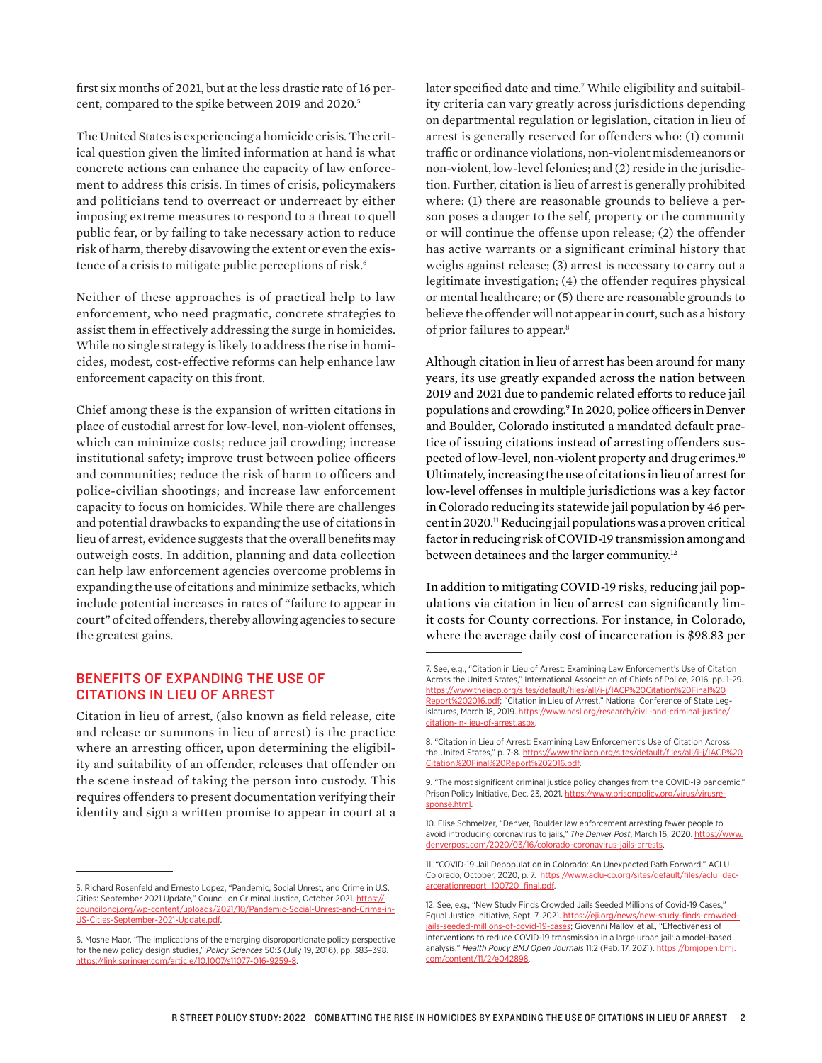first six months of 2021, but at the less drastic rate of 16 percent, compared to the spike between 2019 and 2020.[5]

The United States is experiencing a homicide crisis. The critical question given the limited information at hand is what concrete actions can enhance the capacity of law enforcement to address this crisis. In times of crisis, policymakers and politicians tend to overreact or underreact by either imposing extreme measures to respond to a threat to quell public fear, or by failing to take necessary action to reduce risk of harm, thereby disavowing the extent or even the existence of a crisis to mitigate public perceptions of risk.[6]

Neither of these approaches is of practical help to law enforcement, who need pragmatic, concrete strategies to assist them in effectively addressing the surge in homicides. While no single strategy is likely to address the rise in homicides, modest, cost-effective reforms can help enhance law enforcement capacity on this front.

Chief among these is the expansion of written citations in place of custodial arrest for low-level, non-violent offenses, which can minimize costs; reduce jail crowding; increase institutional safety; improve trust between police officers and communities; reduce the risk of harm to officers and police-civilian shootings; and increase law enforcement capacity to focus on homicides. While there are challenges and potential drawbacks to expanding the use of citations in lieu of arrest, evidence suggests that the overall benefits may outweigh costs. In addition, planning and data collection can help law enforcement agencies overcome problems in expanding the use of citations and minimize setbacks, which include potential increases in rates of "failure to appear in court" of cited offenders, thereby allowing agencies to secure the greatest gains.

## BENEFITS OF EXPANDING THE USE OF CITATIONS IN LIEU OF ARREST

Citation in lieu of arrest, (also known as field release, cite and release or summons in lieu of arrest) is the practice where an arresting officer, upon determining the eligibility and suitability of an offender, releases that offender on the scene instead of taking the person into custody. This requires offenders to present documentation verifying their identity and sign a written promise to appear in court at a later specified date and time.[7] While eligibility and suitability criteria can vary greatly across jurisdictions depending on departmental regulation or legislation, citation in lieu of arrest is generally reserved for offenders who: (1) commit traffic or ordinance violations, non-violent misdemeanors or non-violent, low-level felonies; and (2) reside in the jurisdiction. Further, citation is lieu of arrest is generally prohibited where: (1) there are reasonable grounds to believe a person poses a danger to the self, property or the community or will continue the offense upon release; (2) the offender has active warrants or a significant criminal history that weighs against release; (3) arrest is necessary to carry out a legitimate investigation; (4) the offender requires physical or mental healthcare; or (5) there are reasonable grounds to believe the offender will not appear in court, such as a history of prior failures to appear.[8]

Although citation in lieu of arrest has been around for many years, its use greatly expanded across the nation between 2019 and 2021 due to pandemic related efforts to reduce jail populations and crowding.[9] In 2020, police officers in Denver and Boulder, Colorado instituted a mandated default practice of issuing citations instead of arresting offenders suspected of low-level, non-violent property and drug crimes.[10] Ultimately, increasing the use of citations in lieu of arrest for low-level offenses in multiple jurisdictions was a key factor in Colorado reducing its statewide jail population by 46 percent in 2020.[11] Reducing jail populations was a proven critical factor in reducing risk of COVID-19 transmission among and between detainees and the larger community.[12]

In addition to mitigating COVID-19 risks, reducing jail populations via citation in lieu of arrest can significantly limit costs for County corrections. For instance, in Colorado, where the average daily cost of incarceration is $98.83 per

---

5. Richard Rosenfeld and Ernesto Lopez, "Pandemic, Social Unrest, and Crime in U.S. Cities: September 2021 Update," Council on Criminal Justice, October 2021. https://counciloncj.org/wp-content/uploads/2021/10/Pandemic-Social-Unrest-and-Crime-in-US-Cities-September-2021-Update.pdf.

6. Moshe Maor, "The implications of the emerging disproportionate policy perspective for the new policy design studies," *Policy Sciences* 50:3 (July 19, 2016), pp. 383–398. https://link.springer.com/article/10.1007/s11077-016-9259-8.

7. See, e.g., "Citation in Lieu of Arrest: Examining Law Enforcement's Use of Citation Across the United States," International Association of Chiefs of Police, 2016, pp. 1-29. https://www.theiacp.org/sites/default/files/all/i-j/IACP%20Citation%20Final%20Report%202016.pdf; "Citation in Lieu of Arrest," National Conference of State Legislatures, March 18, 2019. https://www.ncsl.org/research/civil-and-criminal-justice/citation-in-lieu-of-arrest.aspx.

8. "Citation in Lieu of Arrest: Examining Law Enforcement's Use of Citation Across the United States," p. 7-8. https://www.theiacp.org/sites/default/files/all/i-j/IACP%20Citation%20Final%20Report%202016.pdf.

9. "The most significant criminal justice policy changes from the COVID-19 pandemic," Prison Policy Initiative, Dec. 23, 2021. https://www.prisonpolicy.org/virus/virusresponse.html.

10. Elise Schmelzer, "Denver, Boulder law enforcement arresting fewer people to avoid introducing coronavirus to jails," *The Denver Post*, March 16, 2020. https://www.denverpost.com/2020/03/16/colorado-coronavirus-jails-arrests.

11. "COVID-19 Jail Depopulation in Colorado: An Unexpected Path Forward," ACLU Colorado, October, 2020, p. 7. https://www.aclu-co.org/sites/default/files/aclu_decarcerationreport_100720_final.pdf.

12. See, e.g., "New Study Finds Crowded Jails Seeded Millions of Covid-19 Cases," Equal Justice Initiative, Sept. 7, 2021. https://eji.org/news/new-study-finds-crowded-jails-seeded-millions-of-covid-19-cases; Giovanni Malloy, et al., "Effectiveness of interventions to reduce COVID-19 transmission in a large urban jail: a model-based analysis," *Health Policy BMJ Open Journals* 11:2 (Feb. 17, 2021). https://bmjopen.bmj.com/content/11/2/e042898.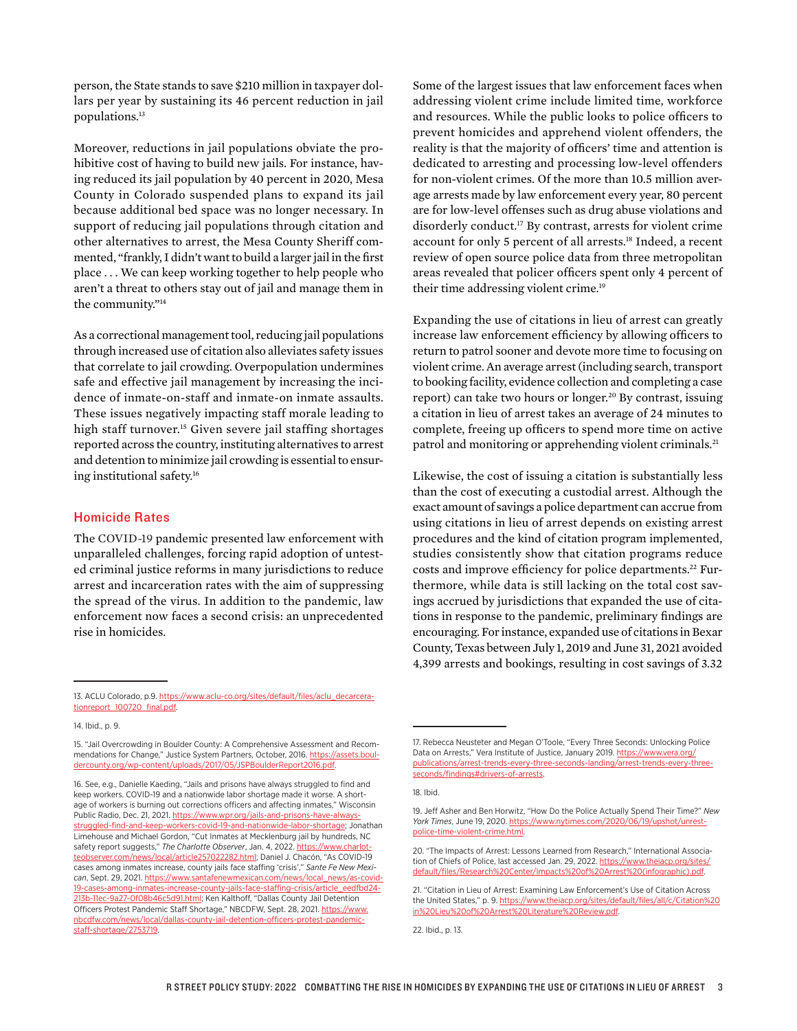person, the State stands to save $210 million in taxpayer dollars per year by sustaining its 46 percent reduction in jail populations.[13]

Moreover, reductions in jail populations obviate the prohibitive cost of having to build new jails. For instance, having reduced its jail population by 40 percent in 2020, Mesa County in Colorado suspended plans to expand its jail because additional bed space was no longer necessary. In support of reducing jail populations through citation and other alternatives to arrest, the Mesa County Sheriff commented, "frankly, I didn't want to build a larger jail in the first place . . . We can keep working together to help people who aren't a threat to others stay out of jail and manage them in the community."[14]

As a correctional management tool, reducing jail populations through increased use of citation also alleviates safety issues that correlate to jail crowding. Overpopulation undermines safe and effective jail management by increasing the incidence of inmate-on-staff and inmate-on inmate assaults. These issues negatively impacting staff morale leading to high staff turnover.[15] Given severe jail staffing shortages reported across the country, instituting alternatives to arrest and detention to minimize jail crowding is essential to ensuring institutional safety.[16]

## Homicide Rates

The COVID-19 pandemic presented law enforcement with unparalleled challenges, forcing rapid adoption of untested criminal justice reforms in many jurisdictions to reduce arrest and incarceration rates with the aim of suppressing the spread of the virus. In addition to the pandemic, law enforcement now faces a second crisis: an unprecedented rise in homicides.

Some of the largest issues that law enforcement faces when addressing violent crime include limited time, workforce and resources. While the public looks to police officers to prevent homicides and apprehend violent offenders, the reality is that the majority of officers' time and attention is dedicated to arresting and processing low-level offenders for non-violent crimes. Of the more than 10.5 million average arrests made by law enforcement every year, 80 percent are for low-level offenses such as drug abuse violations and disorderly conduct.[17] By contrast, arrests for violent crime account for only 5 percent of all arrests.[18] Indeed, a recent review of open source police data from three metropolitan areas revealed that policer officers spent only 4 percent of their time addressing violent crime.[19]

Expanding the use of citations in lieu of arrest can greatly increase law enforcement efficiency by allowing officers to return to patrol sooner and devote more time to focusing on violent crime. An average arrest (including search, transport to booking facility, evidence collection and completing a case report) can take two hours or longer.[20] By contrast, issuing a citation in lieu of arrest takes an average of 24 minutes to complete, freeing up officers to spend more time on active patrol and monitoring or apprehending violent criminals.[21]

Likewise, the cost of issuing a citation is substantially less than the cost of executing a custodial arrest. Although the exact amount of savings a police department can accrue from using citations in lieu of arrest depends on existing arrest procedures and the kind of citation program implemented, studies consistently show that citation programs reduce costs and improve efficiency for police departments.[22] Furthermore, while data is still lacking on the total cost savings accrued by jurisdictions that expanded the use of citations in response to the pandemic, preliminary findings are encouraging. For instance, expanded use of citations in Bexar County, Texas between July 1, 2019 and June 31, 2021 avoided 4,399 arrests and bookings, resulting in cost savings of 3.32

---

13. ACLU Colorado, p.9. https://www.aclu-co.org/sites/default/files/aclu_decarcerationreport_100720_final.pdf.

14. Ibid., p. 9.

15. "Jail Overcrowding in Boulder County: A Comprehensive Assessment and Recommendations for Change," Justice System Partners, October, 2016. https://assets.bouldercounty.org/wp-content/uploads/2017/05/JSPBoulderReport2016.pdf.

16. See, e.g., Danielle Kaeding, "Jails and prisons have always struggled to find and keep workers. COVID-19 and a nationwide labor shortage made it worse. A shortage of workers is burning out corrections officers and affecting inmates," Wisconsin Public Radio, Dec. 21, 2021. https://www.wpr.org/jails-and-prisons-have-always-struggled-find-and-keep-workers-covid-19-and-nationwide-labor-shortage; Jonathan Limehouse and Michael Gordon, "Cut Inmates at Mecklenburg jail by hundreds, NC safety report suggests," *The Charlotte Observer*, Jan. 4, 2022. https://www.charlotteobserver.com/news/local/article257022282.html; Daniel J. Chacón, "As COVID-19 cases among inmates increase, county jails face staffing 'crisis'," *Sante Fe New Mexican*, Sept. 29, 2021. https://www.santafenewmexican.com/news/local_news/as-covid-19-cases-among-inmates-increase-county-jails-face-staffing-crisis/article_eedfbd24-213b-11ec-9a27-0f08b46c5d91.html; Ken Kalthoff, "Dallas County Jail Detention Officers Protest Pandemic Staff Shortage," NBCDFW, Sept. 28, 2021. https://www.nbcdfw.com/news/local/dallas-county-jail-detention-officers-protest-pandemic-staff-shortage/2753719.

17. Rebecca Neusteter and Megan O'Toole, "Every Three Seconds: Unlocking Police Data on Arrests," Vera Institute of Justice, January 2019. https://www.vera.org/publications/arrest-trends-every-three-seconds-landing/arrest-trends-every-three-seconds/findings#drivers-of-arrests.

18. Ibid.

19. Jeff Asher and Ben Horwitz, "How Do the Police Actually Spend Their Time?" *New York Times*, June 19, 2020. https://www.nytimes.com/2020/06/19/upshot/unrest-police-time-violent-crime.html.

20. "The Impacts of Arrest: Lessons Learned from Research," International Association of Chiefs of Police, last accessed Jan. 29, 2022. https://www.theiacp.org/sites/default/files/Research%20Center/Impacts%20of%20Arrest%20(infographic).pdf.

21. "Citation in Lieu of Arrest: Examining Law Enforcement's Use of Citation Across the United States," p. 9. https://www.theiacp.org/sites/default/files/all/c/Citation%20in%20Lieu%20of%20Arrest%20Literature%20Review.pdf.

22. Ibid., p. 13.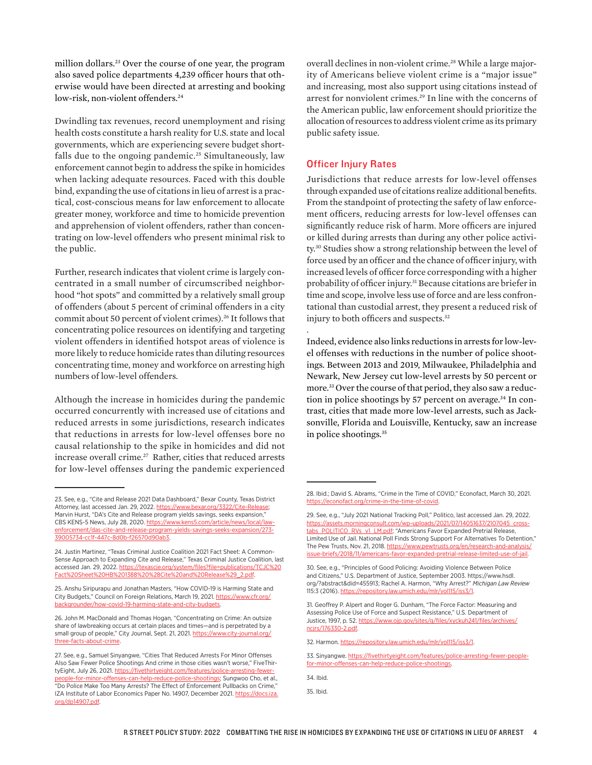million dollars.[23] Over the course of one year, the program also saved police departments 4,239 officer hours that otherwise would have been directed at arresting and booking low-risk, non-violent offenders.[24]

Dwindling tax revenues, record unemployment and rising health costs constitute a harsh reality for U.S. state and local governments, which are experiencing severe budget shortfalls due to the ongoing pandemic.[25] Simultaneously, law enforcement cannot begin to address the spike in homicides when lacking adequate resources. Faced with this double bind, expanding the use of citations in lieu of arrest is a practical, cost-conscious means for law enforcement to allocate greater money, workforce and time to homicide prevention and apprehension of violent offenders, rather than concentrating on low-level offenders who present minimal risk to the public.

Further, research indicates that violent crime is largely concentrated in a small number of circumscribed neighborhood "hot spots" and committed by a relatively small group of offenders (about 5 percent of criminal offenders in a city commit about 50 percent of violent crimes).[26] It follows that concentrating police resources on identifying and targeting violent offenders in identified hotspot areas of violence is more likely to reduce homicide rates than diluting resources concentrating time, money and workforce on arresting high numbers of low-level offenders.

Although the increase in homicides during the pandemic occurred concurrently with increased use of citations and reduced arrests in some jurisdictions, research indicates that reductions in arrests for low-level offenses bore no causal relationship to the spike in homicides and did not increase overall crime.[27] Rather, cities that reduced arrests for low-level offenses during the pandemic experienced overall declines in non-violent crime.[28] While a large majority of Americans believe violent crime is a "major issue" and increasing, most also support using citations instead of arrest for nonviolent crimes.[29] In line with the concerns of the American public, law enforcement should prioritize the allocation of resources to address violent crime as its primary public safety issue.

## Officer Injury Rates

Jurisdictions that reduce arrests for low-level offenses through expanded use of citations realize additional benefits. From the standpoint of protecting the safety of law enforcement officers, reducing arrests for low-level offenses can significantly reduce risk of harm. More officers are injured or killed during arrests than during any other police activity.[30] Studies show a strong relationship between the level of force used by an officer and the chance of officer injury, with increased levels of officer force corresponding with a higher probability of officer injury.[31] Because citations are briefer in time and scope, involve less use of force and are less confrontational than custodial arrest, they present a reduced risk of injury to both officers and suspects.[32]

.

Indeed, evidence also links reductions in arrests for low-level offenses with reductions in the number of police shootings. Between 2013 and 2019, Milwaukee, Philadelphia and Newark, New Jersey cut low-level arrests by 50 percent or more.[33] Over the course of that period, they also saw a reduction in police shootings by 57 percent on average.[34] In contrast, cities that made more low-level arrests, such as Jacksonville, Florida and Louisville, Kentucky, saw an increase in police shootings.[35]

---

23. See, e.g., "Cite and Release 2021 Data Dashboard," Bexar County, Texas District Attorney, last accessed Jan. 29, 2022. https://www.bexar.org/3322/Cite-Release; Marvin Hurst, "DA's Cite and Release program yields savings, seeks expansion," CBS KENS-5 News, July 28, 2020. https://www.kens5.com/article/news/local/law-enforcement/das-cite-and-release-program-yields-savings-seeks-expansion/273-39005734-cc1f-447c-8d0b-f26570d90ab3.

24. Justin Martinez, "Texas Criminal Justice Coalition 2021 Fact Sheet: A Common-Sense Approach to Expanding Cite and Release," Texas Criminal Justice Coalition, last accessed Jan. 29, 2022. https://texascje.org/system/files?file=publications/TCJC%20Fact%20Sheet%20HB%201388%20%28Cite%20and%20Release%29_2.pdf.

25. Anshu Siripurapu and Jonathan Masters, "How COVID-19 is Harming State and City Budgets," Council on Foreign Relations, March 19, 2021. https://www.cfr.org/backgrounder/how-covid-19-harming-state-and-city-budgets.

26. John M. MacDonald and Thomas Hogan, "Concentrating on Crime: An outsize share of lawbreaking occurs at certain places and times—and is perpetrated by a small group of people," City Journal, Sept. 21, 2021. https://www.city-journal.org/three-facts-about-crime.

27. See, e.g., Samuel Sinyangwe, "Cities That Reduced Arrests For Minor Offenses Also Saw Fewer Police Shootings And crime in those cities wasn't worse," FiveThirtyEight.com, July 26, 2021. https://fivethirtyeight.com/features/police-arresting-fewer-people-for-minor-offenses-can-help-reduce-police-shootings; Sungwoo Cho, et al., "Do Police Make Too Many Arrests? The Effect of Enforcement Pullbacks on Crime," IZA Institute of Labor Economics Paper No. 14907, December 2021. https://docs.iza.org/dp14907.pdf.

28. Ibid.; David S. Abrams, "Crime in the Time of COVID," Econofact, March 30, 2021. https://econofact.org/crime-in-the-time-of-covid.

29. See, e.g., "July 2021 National Tracking Poll," Politico, last accessed Jan. 29, 2022. https://assets.morningconsult.com/wp-uploads/2021/07/14051637/2107045_crosstabs_POLITICO_RVs_v1_LM.pdf; "Americans Favor Expanded Pretrial Release, Limited Use of Jail. National Poll Finds Strong Support For Alternatives To Detention," The Pew Trusts, Nov. 21, 2018. https://www.pewtrusts.org/en/research-and-analysis/issue-briefs/2018/11/americans-favor-expanded-pretrial-release-limited-use-of-jail.

30. See, e.g., "Principles of Good Policing: Avoiding Violence Between Police and Citizens," U.S. Department of Justice, September 2003. https://www.hsdl.org/?abstract&did=455913; Rachel A. Harmon, "Why Arrest?" *Michigan Law Review* 115:3 (2016). https://repository.law.umich.edu/mlr/vol115/iss3/1.

31. Geoffrey P. Alpert and Roger G. Dunham, "The Force Factor: Measuring and Assessing Police Use of Force and Suspect Resistance," U.S. Department of Justice, 1997, p. 52. https://www.ojp.gov/sites/g/files/xyckuh241/files/archives/ncjrs/176330-2.pdf.

32. Harmon. https://repository.law.umich.edu/mlr/vol115/iss3/1.

33. Sinyangwe. https://fivethirtyeight.com/features/police-arresting-fewer-people-for-minor-offenses-can-help-reduce-police-shootings.

34. Ibid.

35. Ibid.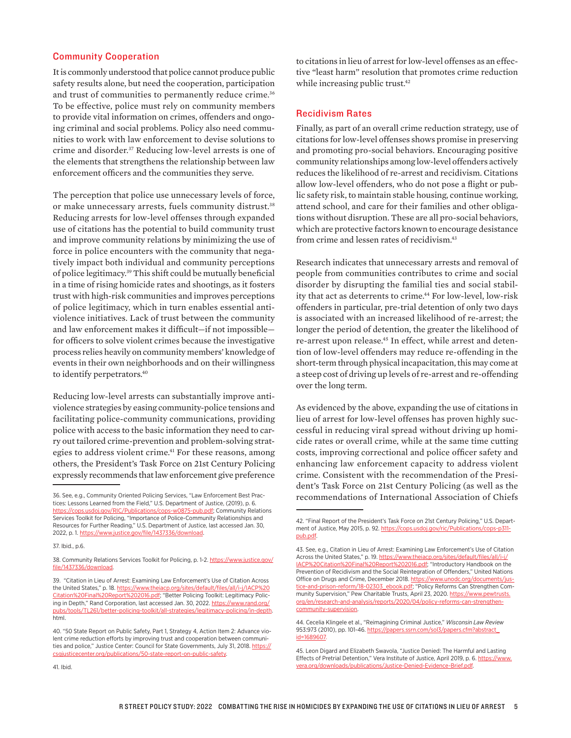## Community Cooperation

It is commonly understood that police cannot produce public safety results alone, but need the cooperation, participation and trust of communities to permanently reduce crime.[36] To be effective, police must rely on community members to provide vital information on crimes, offenders and ongoing criminal and social problems. Policy also need communities to work with law enforcement to devise solutions to crime and disorder.[37] Reducing low-level arrests is one of the elements that strengthens the relationship between law enforcement officers and the communities they serve.

The perception that police use unnecessary levels of force, or make unnecessary arrests, fuels community distrust.[38] Reducing arrests for low-level offenses through expanded use of citations has the potential to build community trust and improve community relations by minimizing the use of force in police encounters with the community that negatively impact both individual and community perceptions of police legitimacy.[39] This shift could be mutually beneficial in a time of rising homicide rates and shootings, as it fosters trust with high-risk communities and improves perceptions of police legitimacy, which in turn enables essential anti-violence initiatives. Lack of trust between the community and law enforcement makes it difficult—if not impossible—for officers to solve violent crimes because the investigative process relies heavily on community members' knowledge of events in their own neighborhoods and on their willingness to identify perpetrators.[40]

Reducing low-level arrests can substantially improve anti-violence strategies by easing community-police tensions and facilitating police-community communications, providing police with access to the basic information they need to carry out tailored crime-prevention and problem-solving strategies to address violent crime.[41] For these reasons, among others, the President's Task Force on 21st Century Policing expressly recommends that law enforcement give preference to citations in lieu of arrest for low-level offenses as an effective "least harm" resolution that promotes crime reduction while increasing public trust.[42]

## Recidivism Rates

Finally, as part of an overall crime reduction strategy, use of citations for low-level offenses shows promise in preserving and promoting pro-social behaviors. Encouraging positive community relationships among low-level offenders actively reduces the likelihood of re-arrest and recidivism. Citations allow low-level offenders, who do not pose a flight or public safety risk, to maintain stable housing, continue working, attend school, and care for their families and other obligations without disruption. These are all pro-social behaviors, which are protective factors known to encourage desistance from crime and lessen rates of recidivism.[43]

Research indicates that unnecessary arrests and removal of people from communities contributes to crime and social disorder by disrupting the familial ties and social stability that act as deterrents to crime.[44] For low-level, low-risk offenders in particular, pre-trial detention of only two days is associated with an increased likelihood of re-arrest; the longer the period of detention, the greater the likelihood of re-arrest upon release.[45] In effect, while arrest and detention of low-level offenders may reduce re-offending in the short-term through physical incapacitation, this may come at a steep cost of driving up levels of re-arrest and re-offending over the long term.

As evidenced by the above, expanding the use of citations in lieu of arrest for low-level offenses has proven highly successful in reducing viral spread without driving up homicide rates or overall crime, while at the same time cutting costs, improving correctional and police officer safety and enhancing law enforcement capacity to address violent crime. Consistent with the recommendation of the President's Task Force on 21st Century Policing (as well as the recommendations of International Association of Chiefs

---

36. See, e.g., Community Oriented Policing Services, "Law Enforcement Best Practices: Lessons Learned from the Field," U.S. Department of Justice, (2019), p. 6. https://cops.usdoj.gov/RIC/Publications/cops-w0875-pub.pdf; Community Relations Services Toolkit for Policing, "Importance of Police-Community Relationships and Resources for Further Reading," U.S. Department of Justice, last accessed Jan. 30, 2022, p. 1. https://www.justice.gov/file/1437336/download.

37. Ibid., p.6.

38. Community Relations Services Toolkit for Policing, p. 1-2. https://www.justice.gov/file/1437336/download.

39. "Citation in Lieu of Arrest: Examining Law Enforcement's Use of Citation Across the United States," p. 18. https://www.theiacp.org/sites/default/files/all/i-j/IACP%20Citation%20Final%20Report%202016.pdf; "Better Policing Toolkit: Legitimacy Policing in Depth," Rand Corporation, last accessed Jan. 30, 2022. https://www.rand.org/pubs/tools/TL261/better-policing-toolkit/all-strategies/legitimacy-policing/in-depth.html.

40. "50 State Report on Public Safety, Part 1, Strategy 4, Action Item 2: Advance violent crime reduction efforts by improving trust and cooperation between communities and police," Justice Center: Council for State Governments, July 31, 2018. https://csgjusticecenter.org/publications/50-state-report-on-public-safety.

41. Ibid.

42. "Final Report of the President's Task Force on 21st Century Policing," U.S. Department of Justice, May 2015, p. 92. https://cops.usdoj.gov/ric/Publications/cops-p311-pub.pdf.

43. See, e.g., Citation in Lieu of Arrest: Examining Law Enforcement's Use of Citation Across the United States," p. 19. https://www.theiacp.org/sites/default/files/all/i-j/IACP%20Citation%20Final%20Report%202016.pdf; "Introductory Handbook on the Prevention of Recidivism and the Social Reintegration of Offenders," United Nations Office on Drugs and Crime, December 2018. https://www.unodc.org/documents/justice-and-prison-reform/18-02303_ebook.pdf; "Policy Reforms Can Strengthen Community Supervision," Pew Charitable Trusts, April 23, 2020. https://www.pewtrusts.org/en/research-and-analysis/reports/2020/04/policy-reforms-can-strengthen-community-supervision.

44. Cecelia Klingele et al., "Reimagining Criminal Justice," *Wisconsin Law Review* 953:973 (2010), pp. 101-46. https://papers.ssrn.com/sol3/papers.cfm?abstract_id=1689607.

45. Leon Digard and Elizabeth Swavola, "Justice Denied: The Harmful and Lasting Effects of Pretrial Detention," Vera Institute of Justice, April 2019, p. 6. https://www.vera.org/downloads/publications/Justice-Denied-Evidence-Brief.pdf.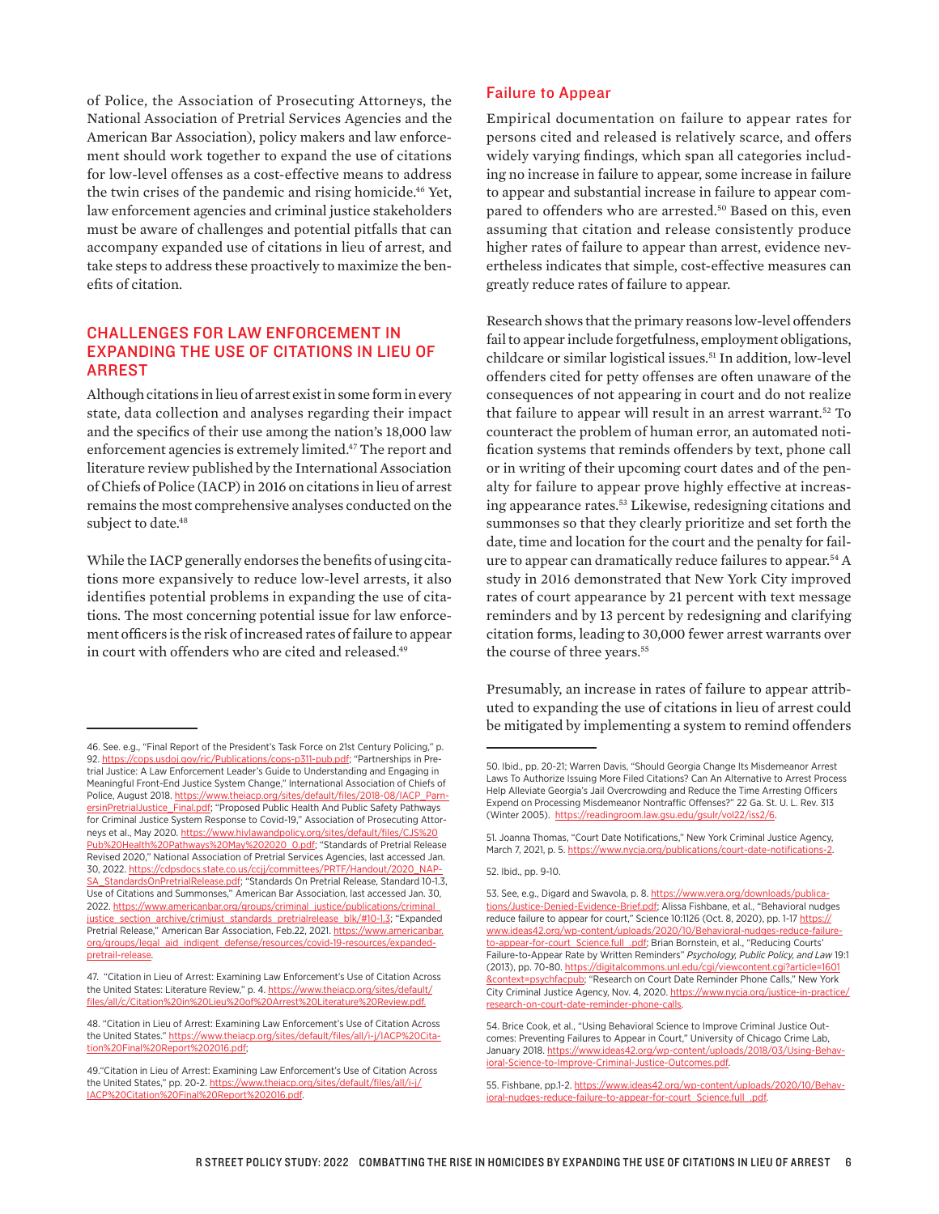of Police, the Association of Prosecuting Attorneys, the National Association of Pretrial Services Agencies and the American Bar Association), policy makers and law enforcement should work together to expand the use of citations for low-level offenses as a cost-effective means to address the twin crises of the pandemic and rising homicide.[46] Yet, law enforcement agencies and criminal justice stakeholders must be aware of challenges and potential pitfalls that can accompany expanded use of citations in lieu of arrest, and take steps to address these proactively to maximize the benefits of citation.

## CHALLENGES FOR LAW ENFORCEMENT IN EXPANDING THE USE OF CITATIONS IN LIEU OF ARREST

Although citations in lieu of arrest exist in some form in every state, data collection and analyses regarding their impact and the specifics of their use among the nation's 18,000 law enforcement agencies is extremely limited.[47] The report and literature review published by the International Association of Chiefs of Police (IACP) in 2016 on citations in lieu of arrest remains the most comprehensive analyses conducted on the subject to date.[48]

While the IACP generally endorses the benefits of using citations more expansively to reduce low-level arrests, it also identifies potential problems in expanding the use of citations. The most concerning potential issue for law enforcement officers is the risk of increased rates of failure to appear in court with offenders who are cited and released.[49]

### Failure to Appear

Empirical documentation on failure to appear rates for persons cited and released is relatively scarce, and offers widely varying findings, which span all categories including no increase in failure to appear, some increase in failure to appear and substantial increase in failure to appear compared to offenders who are arrested.[50] Based on this, even assuming that citation and release consistently produce higher rates of failure to appear than arrest, evidence nevertheless indicates that simple, cost-effective measures can greatly reduce rates of failure to appear.

Research shows that the primary reasons low-level offenders fail to appear include forgetfulness, employment obligations, childcare or similar logistical issues.[51] In addition, low-level offenders cited for petty offenses are often unaware of the consequences of not appearing in court and do not realize that failure to appear will result in an arrest warrant.[52] To counteract the problem of human error, an automated notification systems that reminds offenders by text, phone call or in writing of their upcoming court dates and of the penalty for failure to appear prove highly effective at increasing appearance rates.[53] Likewise, redesigning citations and summonses so that they clearly prioritize and set forth the date, time and location for the court and the penalty for failure to appear can dramatically reduce failures to appear.[54] A study in 2016 demonstrated that New York City improved rates of court appearance by 21 percent with text message reminders and by 13 percent by redesigning and clarifying citation forms, leading to 30,000 fewer arrest warrants over the course of three years.[55]

Presumably, an increase in rates of failure to appear attributed to expanding the use of citations in lieu of arrest could be mitigated by implementing a system to remind offenders

---

46. See. e.g., "Final Report of the President's Task Force on 21st Century Policing," p. 92. https://cops.usdoj.gov/ric/Publications/cops-p311-pub.pdf; "Partnerships in Pretrial Justice: A Law Enforcement Leader's Guide to Understanding and Engaging in Meaningful Front-End Justice System Change," International Association of Chiefs of Police, August 2018. https://www.theiacp.org/sites/default/files/2018-08/IACP_PartnersinPretrialJustice_Final.pdf; "Proposed Public Health And Public Safety Pathways for Criminal Justice System Response to Covid-19," Association of Prosecuting Attorneys et al., May 2020. https://www.hivlawandpolicy.org/sites/default/files/CJS%20Pub%20Health%20Pathways%20May%202020_0.pdf; "Standards of Pretrial Release Revised 2020," National Association of Pretrial Services Agencies, last accessed Jan. 30, 2022. https://cdpsdocs.state.co.us/ccjj/committees/PRTF/Handout/2020_NAPSA_StandardsOnPretrialRelease.pdf; "Standards On Pretrial Release, Standard 10-1.3, Use of Citations and Summonses," American Bar Association, last accessed Jan. 30, 2022. https://www.americanbar.org/groups/criminal_justice/publications/criminal_justice_section_archive/crimjust_standards_pretrialrelease_blk/#10-1.3; "Expanded Pretrial Release," American Bar Association, Feb.22, 2021. https://www.americanbar.org/groups/legal_aid_indigent_defense/resources/covid-19-resources/expanded-pretrail-release.

47. "Citation in Lieu of Arrest: Examining Law Enforcement's Use of Citation Across the United States: Literature Review," p. 4. https://www.theiacp.org/sites/default/files/all/c/Citation%20in%20Lieu%20of%20Arrest%20Literature%20Review.pdf.

48. "Citation in Lieu of Arrest: Examining Law Enforcement's Use of Citation Across the United States." https://www.theiacp.org/sites/default/files/all/i-j/IACP%20Citation%20Final%20Report%202016.pdf;

49."Citation in Lieu of Arrest: Examining Law Enforcement's Use of Citation Across the United States," pp. 20-2. https://www.theiacp.org/sites/default/files/all/i-j/IACP%20Citation%20Final%20Report%202016.pdf.

50. Ibid., pp. 20-21; Warren Davis, "Should Georgia Change Its Misdemeanor Arrest Laws To Authorize Issuing More Filed Citations? Can An Alternative to Arrest Process Help Alleviate Georgia's Jail Overcrowding and Reduce the Time Arresting Officers Expend on Processing Misdemeanor Nontraffic Offenses?" 22 Ga. St. U. L. Rev. 313 (Winter 2005). https://readingroom.law.gsu.edu/gsulr/vol22/iss2/6.

51. Joanna Thomas, "Court Date Notifications," New York Criminal Justice Agency, March 7, 2021, p. 5. https://www.nycja.org/publications/court-date-notifications-2.

52. Ibid., pp. 9-10.

53. See, e.g., Digard and Swavola, p. 8. https://www.vera.org/downloads/publications/Justice-Denied-Evidence-Brief.pdf; Alissa Fishbane, et al., "Behavioral nudges reduce failure to appear for court," Science 10:1126 (Oct. 8, 2020), pp. 1-17 https://www.ideas42.org/wp-content/uploads/2020/10/Behavioral-nudges-reduce-failure-to-appear-for-court_Science.full_.pdf; Brian Bornstein, et al., "Reducing Courts' Failure-to-Appear Rate by Written Reminders" *Psychology, Public Policy, and Law* 19:1 (2013), pp. 70-80. https://digitalcommons.unl.edu/cgi/viewcontent.cgi?article=1601&context=psychfacpub; "Research on Court Date Reminder Phone Calls," New York City Criminal Justice Agency, Nov. 4, 2020. https://www.nycja.org/justice-in-practice/research-on-court-date-reminder-phone-calls.

54. Brice Cook, et al., "Using Behavioral Science to Improve Criminal Justice Outcomes: Preventing Failures to Appear in Court," University of Chicago Crime Lab, January 2018. https://www.ideas42.org/wp-content/uploads/2018/03/Using-Behavioral-Science-to-Improve-Criminal-Justice-Outcomes.pdf.

55. Fishbane, pp.1-2. https://www.ideas42.org/wp-content/uploads/2020/10/Behavioral-nudges-reduce-failure-to-appear-for-court_Science.full_.pdf.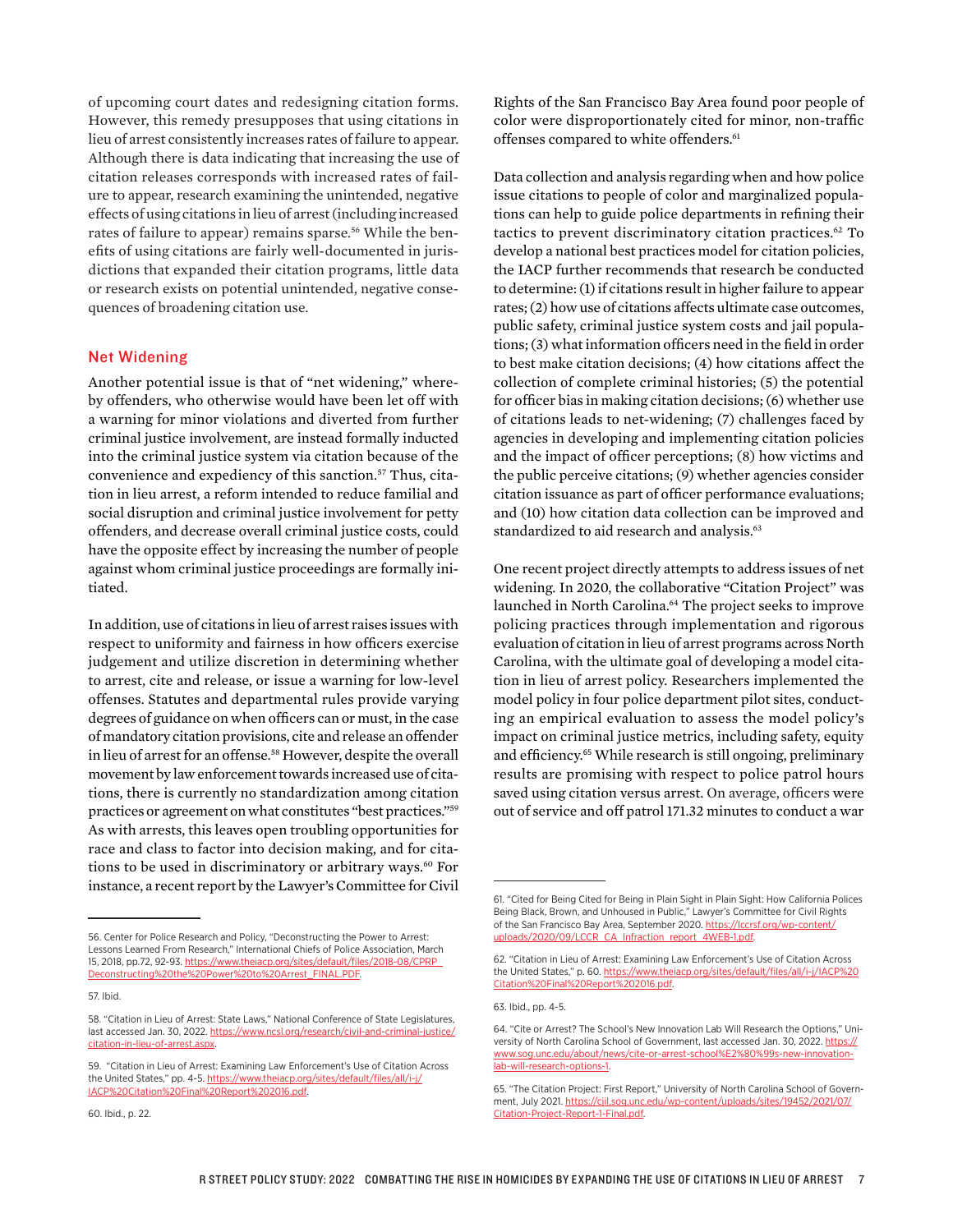of upcoming court dates and redesigning citation forms. However, this remedy presupposes that using citations in lieu of arrest consistently increases rates of failure to appear. Although there is data indicating that increasing the use of citation releases corresponds with increased rates of failure to appear, research examining the unintended, negative effects of using citations in lieu of arrest (including increased rates of failure to appear) remains sparse.[56] While the benefits of using citations are fairly well-documented in jurisdictions that expanded their citation programs, little data or research exists on potential unintended, negative consequences of broadening citation use.

## Net Widening

Another potential issue is that of "net widening," whereby offenders, who otherwise would have been let off with a warning for minor violations and diverted from further criminal justice involvement, are instead formally inducted into the criminal justice system via citation because of the convenience and expediency of this sanction.[57] Thus, citation in lieu arrest, a reform intended to reduce familial and social disruption and criminal justice involvement for petty offenders, and decrease overall criminal justice costs, could have the opposite effect by increasing the number of people against whom criminal justice proceedings are formally initiated.

In addition, use of citations in lieu of arrest raises issues with respect to uniformity and fairness in how officers exercise judgement and utilize discretion in determining whether to arrest, cite and release, or issue a warning for low-level offenses. Statutes and departmental rules provide varying degrees of guidance on when officers can or must, in the case of mandatory citation provisions, cite and release an offender in lieu of arrest for an offense.[58] However, despite the overall movement by law enforcement towards increased use of citations, there is currently no standardization among citation practices or agreement on what constitutes "best practices."[59] As with arrests, this leaves open troubling opportunities for race and class to factor into decision making, and for citations to be used in discriminatory or arbitrary ways.[60] For instance, a recent report by the Lawyer's Committee for Civil Rights of the San Francisco Bay Area found poor people of color were disproportionately cited for minor, non-traffic offenses compared to white offenders.[61]

Data collection and analysis regarding when and how police issue citations to people of color and marginalized populations can help to guide police departments in refining their tactics to prevent discriminatory citation practices.[62] To develop a national best practices model for citation policies, the IACP further recommends that research be conducted to determine: (1) if citations result in higher failure to appear rates; (2) how use of citations affects ultimate case outcomes, public safety, criminal justice system costs and jail populations; (3) what information officers need in the field in order to best make citation decisions; (4) how citations affect the collection of complete criminal histories; (5) the potential for officer bias in making citation decisions; (6) whether use of citations leads to net-widening; (7) challenges faced by agencies in developing and implementing citation policies and the impact of officer perceptions; (8) how victims and the public perceive citations; (9) whether agencies consider citation issuance as part of officer performance evaluations; and (10) how citation data collection can be improved and standardized to aid research and analysis.[63]

One recent project directly attempts to address issues of net widening. In 2020, the collaborative "Citation Project" was launched in North Carolina.[64] The project seeks to improve policing practices through implementation and rigorous evaluation of citation in lieu of arrest programs across North Carolina, with the ultimate goal of developing a model citation in lieu of arrest policy. Researchers implemented the model policy in four police department pilot sites, conducting an empirical evaluation to assess the model policy's impact on criminal justice metrics, including safety, equity and efficiency.[65] While research is still ongoing, preliminary results are promising with respect to police patrol hours saved using citation versus arrest. On average, officers were out of service and off patrol 171.32 minutes to conduct a war

---

56. Center for Police Research and Policy, "Deconstructing the Power to Arrest: Lessons Learned From Research," International Chiefs of Police Association, March 15, 2018, pp.72, 92-93. https://www.theiacp.org/sites/default/files/2018-08/CPRP_Deconstructing%20the%20Power%20to%20Arrest_FINAL.PDF.

57. Ibid.

58. "Citation in Lieu of Arrest: State Laws," National Conference of State Legislatures, last accessed Jan. 30, 2022. https://www.ncsl.org/research/civil-and-criminal-justice/citation-in-lieu-of-arrest.aspx.

59. "Citation in Lieu of Arrest: Examining Law Enforcement's Use of Citation Across the United States," pp. 4-5. https://www.theiacp.org/sites/default/files/all/i-j/IACP%20Citation%20Final%20Report%202016.pdf.

60. Ibid., p. 22.

61. "Cited for Being Cited for Being in Plain Sight in Plain Sight: How California Polices Being Black, Brown, and Unhoused in Public," Lawyer's Committee for Civil Rights of the San Francisco Bay Area, September 2020. https://lccrsf.org/wp-content/uploads/2020/09/LCCR_CA_Infraction_report_4WEB-1.pdf.

62. "Citation in Lieu of Arrest: Examining Law Enforcement's Use of Citation Across the United States," p. 60. https://www.theiacp.org/sites/default/files/all/i-j/IACP%20Citation%20Final%20Report%202016.pdf.

63. Ibid., pp. 4-5.

64. "Cite or Arrest? The School's New Innovation Lab Will Research the Options," University of North Carolina School of Government, last accessed Jan. 30, 2022. https://www.sog.unc.edu/about/news/cite-or-arrest-school%E2%80%99s-new-innovation-lab-will-research-options-1.

65. "The Citation Project: First Report," University of North Carolina School of Government, July 2021. https://cjil.sog.unc.edu/wp-content/uploads/sites/19452/2021/07/Citation-Project-Report-1-Final.pdf.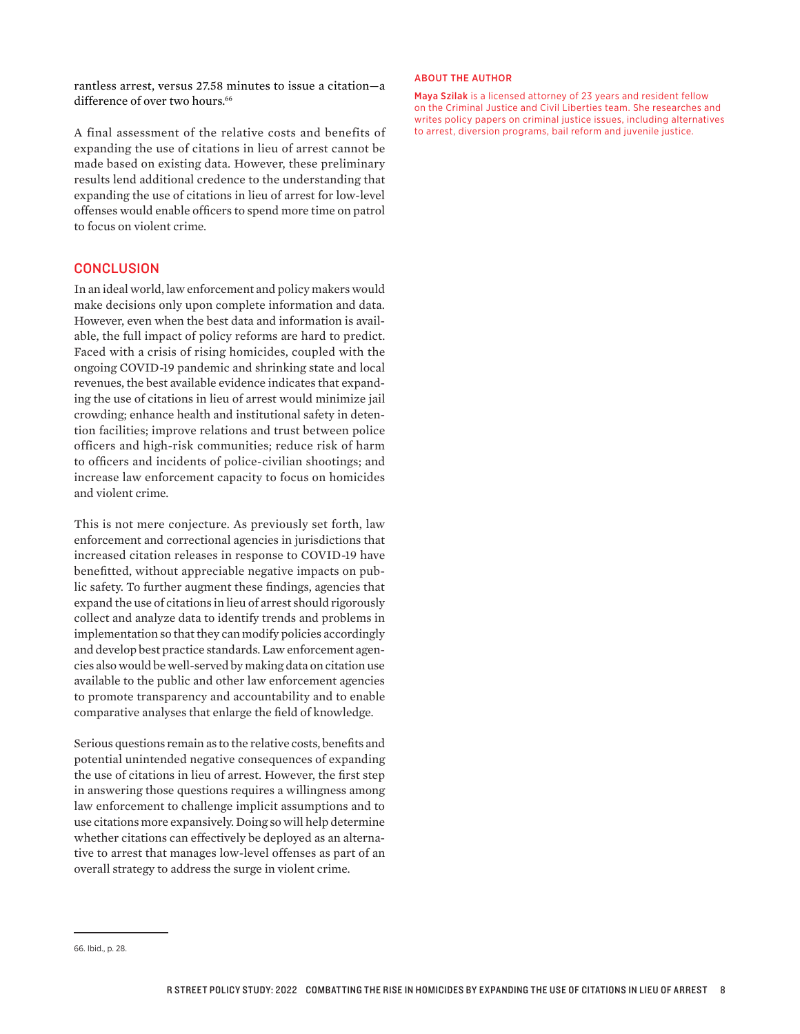rantless arrest, versus 27.58 minutes to issue a citation—a difference of over two hours.[66]

A final assessment of the relative costs and benefits of expanding the use of citations in lieu of arrest cannot be made based on existing data. However, these preliminary results lend additional credence to the understanding that expanding the use of citations in lieu of arrest for low-level offenses would enable officers to spend more time on patrol to focus on violent crime.

## CONCLUSION

In an ideal world, law enforcement and policy makers would make decisions only upon complete information and data. However, even when the best data and information is available, the full impact of policy reforms are hard to predict. Faced with a crisis of rising homicides, coupled with the ongoing COVID-19 pandemic and shrinking state and local revenues, the best available evidence indicates that expanding the use of citations in lieu of arrest would minimize jail crowding; enhance health and institutional safety in detention facilities; improve relations and trust between police officers and high-risk communities; reduce risk of harm to officers and incidents of police-civilian shootings; and increase law enforcement capacity to focus on homicides and violent crime.

This is not mere conjecture. As previously set forth, law enforcement and correctional agencies in jurisdictions that increased citation releases in response to COVID-19 have benefitted, without appreciable negative impacts on public safety. To further augment these findings, agencies that expand the use of citations in lieu of arrest should rigorously collect and analyze data to identify trends and problems in implementation so that they can modify policies accordingly and develop best practice standards. Law enforcement agencies also would be well-served by making data on citation use available to the public and other law enforcement agencies to promote transparency and accountability and to enable comparative analyses that enlarge the field of knowledge.

Serious questions remain as to the relative costs, benefits and potential unintended negative consequences of expanding the use of citations in lieu of arrest. However, the first step in answering those questions requires a willingness among law enforcement to challenge implicit assumptions and to use citations more expansively. Doing so will help determine whether citations can effectively be deployed as an alternative to arrest that manages low-level offenses as part of an overall strategy to address the surge in violent crime.

66. Ibid., p. 28.

### ABOUT THE AUTHOR

**Maya Szilak** is a licensed attorney of 23 years and resident fellow on the Criminal Justice and Civil Liberties team. She researches and writes policy papers on criminal justice issues, including alternatives to arrest, diversion programs, bail reform and juvenile justice.